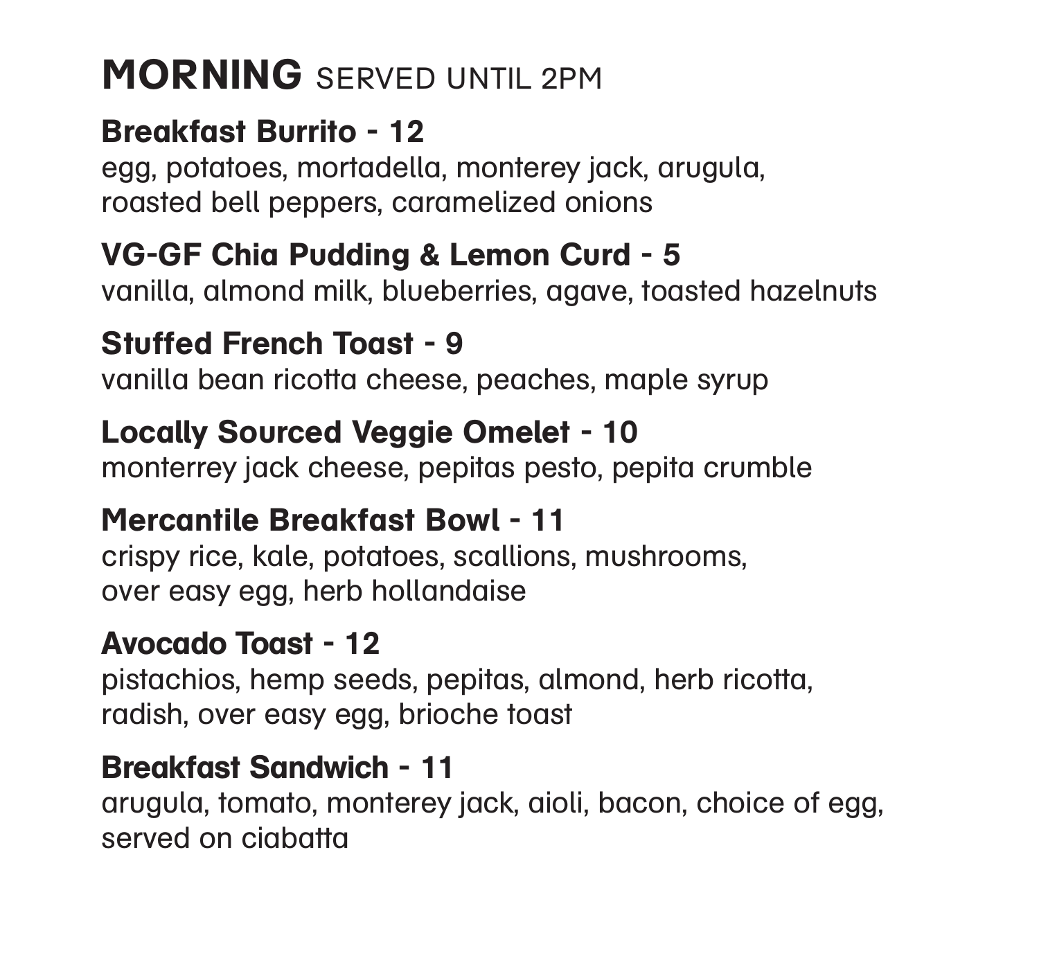# MORNING SERVED UNTIL 2PM

**Breakfast Burrito - 12**
egg, potatoes, mortadella, monterey jack, arugula, roasted bell peppers, caramelized onions

**VG-GF Chia Pudding & Lemon Curd - 5**
vanilla, almond milk, blueberries, agave, toasted hazelnuts

**Stuffed French Toast - 9**
vanilla bean ricotta cheese, peaches, maple syrup

**Locally Sourced Veggie Omelet - 10**
monterrey jack cheese, pepitas pesto, pepita crumble

**Mercantile Breakfast Bowl - 11**
crispy rice, kale, potatoes, scallions, mushrooms, over easy egg, herb hollandaise

**Avocado Toast - 12**
pistachios, hemp seeds, pepitas, almond, herb ricotta, radish, over easy egg, brioche toast

**Breakfast Sandwich - 11**
arugula, tomato, monterey jack, aioli, bacon, choice of egg, served on ciabatta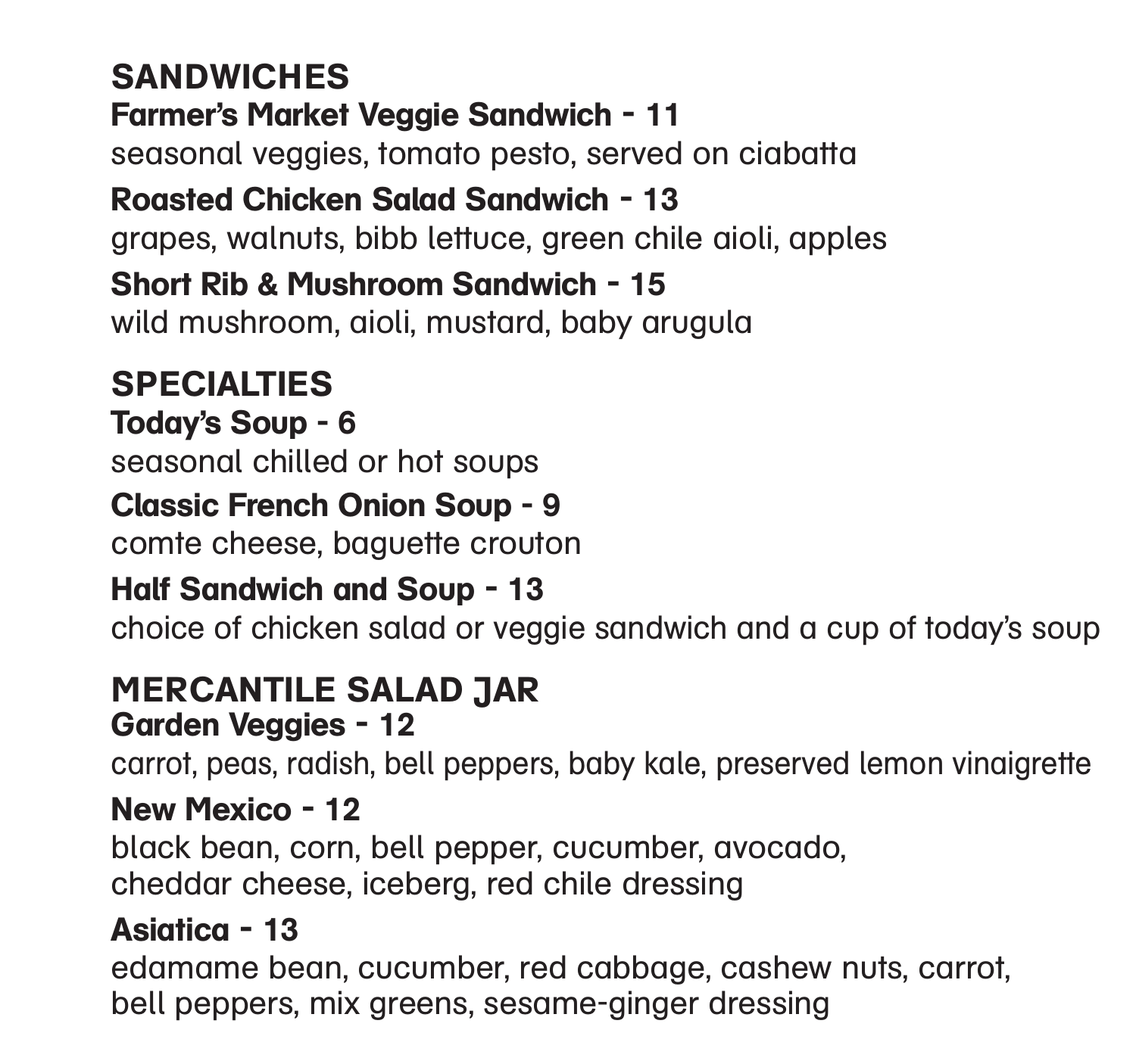## SANDWICHES

**Farmer's Market Veggie Sandwich - 11**
seasonal veggies, tomato pesto, served on ciabatta

**Roasted Chicken Salad Sandwich - 13**
grapes, walnuts, bibb lettuce, green chile aioli, apples

**Short Rib & Mushroom Sandwich - 15**
wild mushroom, aioli, mustard, baby arugula

## SPECIALTIES

**Today's Soup - 6**
seasonal chilled or hot soups

**Classic French Onion Soup - 9**
comte cheese, baguette crouton

**Half Sandwich and Soup - 13**
choice of chicken salad or veggie sandwich and a cup of today's soup

## MERCANTILE SALAD JAR

**Garden Veggies - 12**
carrot, peas, radish, bell peppers, baby kale, preserved lemon vinaigrette

**New Mexico - 12**
black bean, corn, bell pepper, cucumber, avocado,
cheddar cheese, iceberg, red chile dressing

**Asiatica - 13**
edamame bean, cucumber, red cabbage, cashew nuts, carrot,
bell peppers, mix greens, sesame-ginger dressing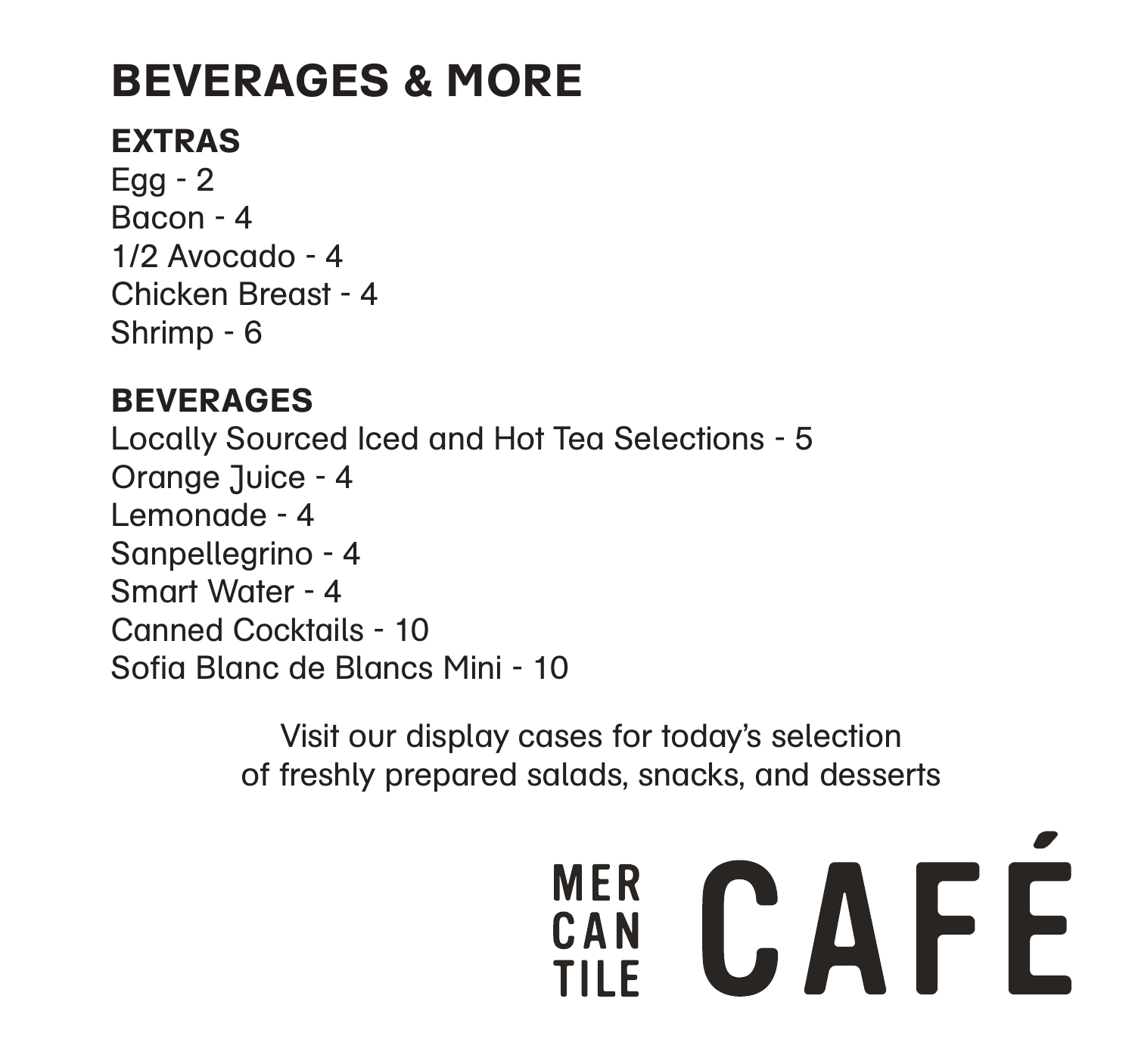# BEVERAGES & MORE

## EXTRAS

Egg - 2
Bacon - 4
1/2 Avocado - 4
Chicken Breast - 4
Shrimp - 6

## BEVERAGES

Locally Sourced Iced and Hot Tea Selections - 5
Orange Juice - 4
Lemonade - 4
Sanpellegrino - 4
Smart Water - 4
Canned Cocktails - 10
Sofia Blanc de Blancs Mini - 10

Visit our display cases for today's selection
of freshly prepared salads, snacks, and desserts

MER
CAN
TILE
CAFÉ